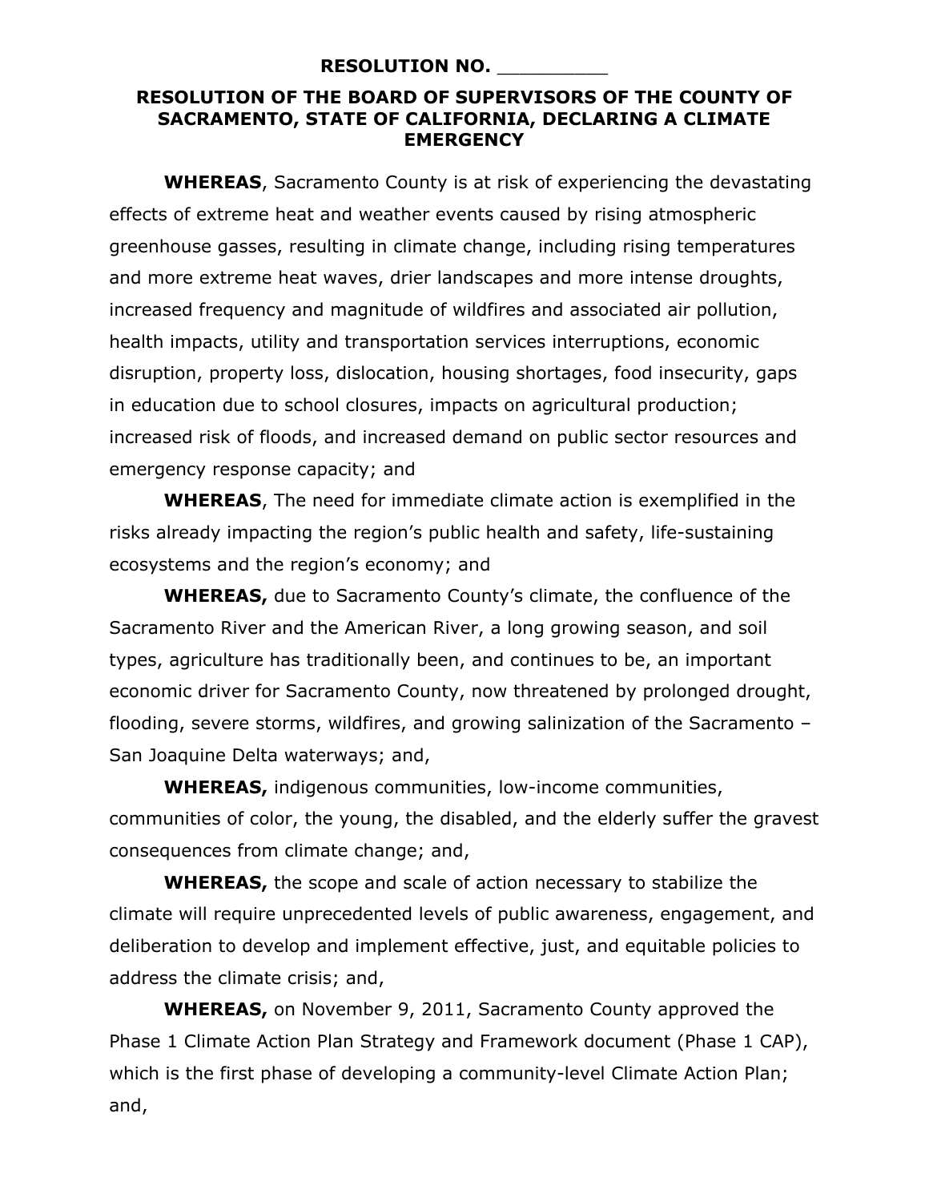**RESOLUTION NO. __________**

**RESOLUTION OF THE BOARD OF SUPERVISORS OF THE COUNTY OF SACRAMENTO, STATE OF CALIFORNIA, DECLARING A CLIMATE EMERGENCY**

**WHEREAS**, Sacramento County is at risk of experiencing the devastating effects of extreme heat and weather events caused by rising atmospheric greenhouse gasses, resulting in climate change, including rising temperatures and more extreme heat waves, drier landscapes and more intense droughts, increased frequency and magnitude of wildfires and associated air pollution, health impacts, utility and transportation services interruptions, economic disruption, property loss, dislocation, housing shortages, food insecurity, gaps in education due to school closures, impacts on agricultural production; increased risk of floods, and increased demand on public sector resources and emergency response capacity; and

**WHEREAS**, The need for immediate climate action is exemplified in the risks already impacting the region's public health and safety, life-sustaining ecosystems and the region's economy; and

**WHEREAS,** due to Sacramento County's climate, the confluence of the Sacramento River and the American River, a long growing season, and soil types, agriculture has traditionally been, and continues to be, an important economic driver for Sacramento County, now threatened by prolonged drought, flooding, severe storms, wildfires, and growing salinization of the Sacramento – San Joaquine Delta waterways; and,

**WHEREAS,** indigenous communities, low-income communities, communities of color, the young, the disabled, and the elderly suffer the gravest consequences from climate change; and,

**WHEREAS,** the scope and scale of action necessary to stabilize the climate will require unprecedented levels of public awareness, engagement, and deliberation to develop and implement effective, just, and equitable policies to address the climate crisis; and,

**WHEREAS,** on November 9, 2011, Sacramento County approved the Phase 1 Climate Action Plan Strategy and Framework document (Phase 1 CAP), which is the first phase of developing a community-level Climate Action Plan; and,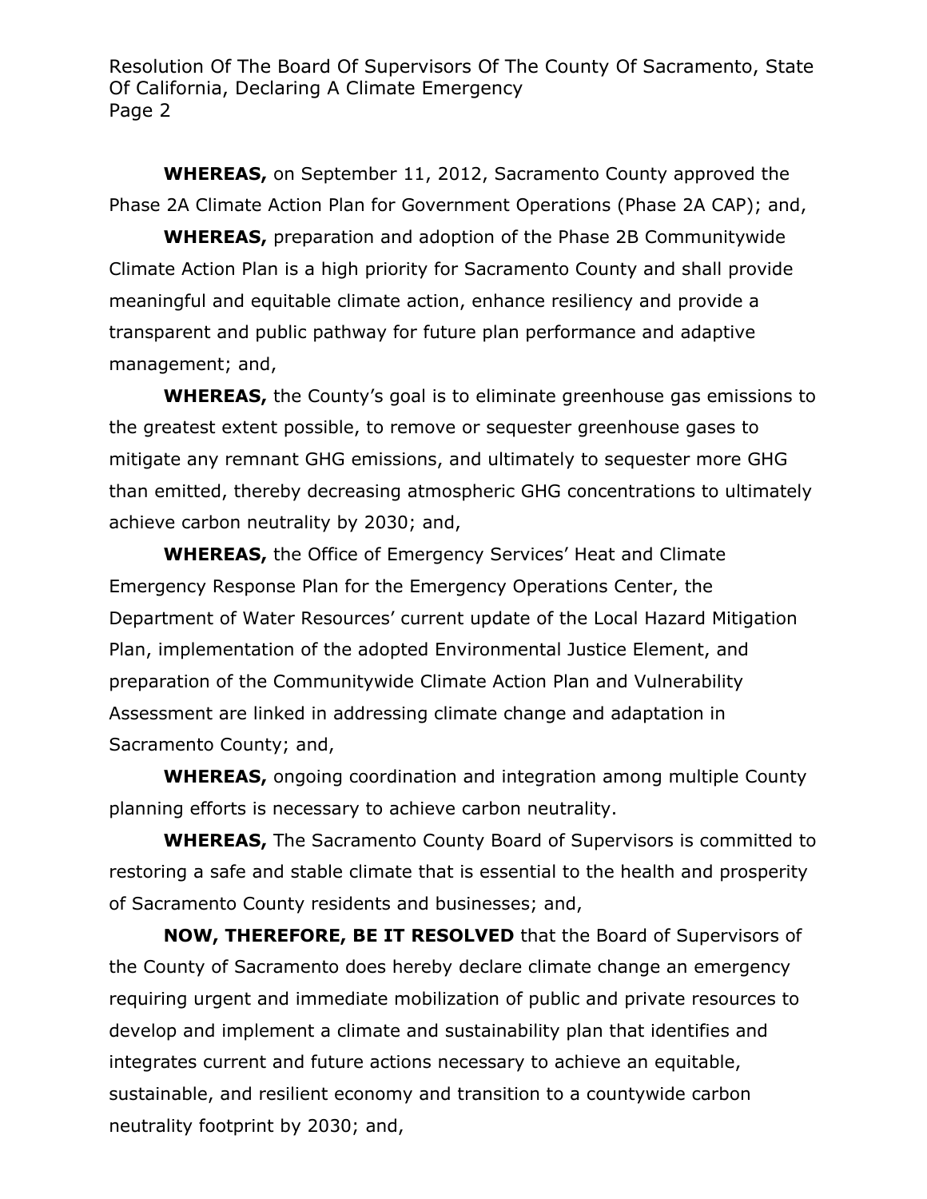**WHEREAS,** on September 11, 2012, Sacramento County approved the Phase 2A Climate Action Plan for Government Operations (Phase 2A CAP); and,

**WHEREAS,** preparation and adoption of the Phase 2B Communitywide Climate Action Plan is a high priority for Sacramento County and shall provide meaningful and equitable climate action, enhance resiliency and provide a transparent and public pathway for future plan performance and adaptive management; and,

**WHEREAS,** the County's goal is to eliminate greenhouse gas emissions to the greatest extent possible, to remove or sequester greenhouse gases to mitigate any remnant GHG emissions, and ultimately to sequester more GHG than emitted, thereby decreasing atmospheric GHG concentrations to ultimately achieve carbon neutrality by 2030; and,

**WHEREAS,** the Office of Emergency Services' Heat and Climate Emergency Response Plan for the Emergency Operations Center, the Department of Water Resources' current update of the Local Hazard Mitigation Plan, implementation of the adopted Environmental Justice Element, and preparation of the Communitywide Climate Action Plan and Vulnerability Assessment are linked in addressing climate change and adaptation in Sacramento County; and,

**WHEREAS,** ongoing coordination and integration among multiple County planning efforts is necessary to achieve carbon neutrality.

**WHEREAS,** The Sacramento County Board of Supervisors is committed to restoring a safe and stable climate that is essential to the health and prosperity of Sacramento County residents and businesses; and,

**NOW, THEREFORE, BE IT RESOLVED** that the Board of Supervisors of the County of Sacramento does hereby declare climate change an emergency requiring urgent and immediate mobilization of public and private resources to develop and implement a climate and sustainability plan that identifies and integrates current and future actions necessary to achieve an equitable, sustainable, and resilient economy and transition to a countywide carbon neutrality footprint by 2030; and,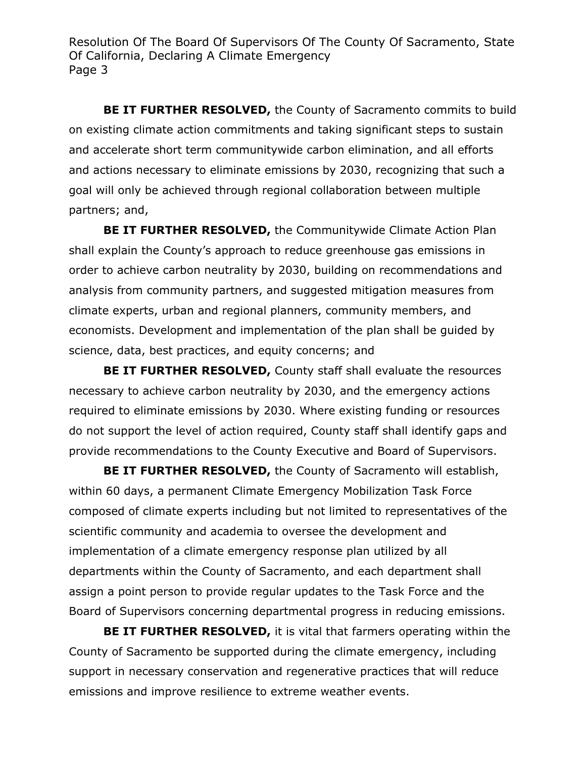**BE IT FURTHER RESOLVED,** the County of Sacramento commits to build on existing climate action commitments and taking significant steps to sustain and accelerate short term communitywide carbon elimination, and all efforts and actions necessary to eliminate emissions by 2030, recognizing that such a goal will only be achieved through regional collaboration between multiple partners; and,

**BE IT FURTHER RESOLVED,** the Communitywide Climate Action Plan shall explain the County's approach to reduce greenhouse gas emissions in order to achieve carbon neutrality by 2030, building on recommendations and analysis from community partners, and suggested mitigation measures from climate experts, urban and regional planners, community members, and economists. Development and implementation of the plan shall be guided by science, data, best practices, and equity concerns; and

**BE IT FURTHER RESOLVED,** County staff shall evaluate the resources necessary to achieve carbon neutrality by 2030, and the emergency actions required to eliminate emissions by 2030. Where existing funding or resources do not support the level of action required, County staff shall identify gaps and provide recommendations to the County Executive and Board of Supervisors.

**BE IT FURTHER RESOLVED,** the County of Sacramento will establish, within 60 days, a permanent Climate Emergency Mobilization Task Force composed of climate experts including but not limited to representatives of the scientific community and academia to oversee the development and implementation of a climate emergency response plan utilized by all departments within the County of Sacramento, and each department shall assign a point person to provide regular updates to the Task Force and the Board of Supervisors concerning departmental progress in reducing emissions.

**BE IT FURTHER RESOLVED,** it is vital that farmers operating within the County of Sacramento be supported during the climate emergency, including support in necessary conservation and regenerative practices that will reduce emissions and improve resilience to extreme weather events.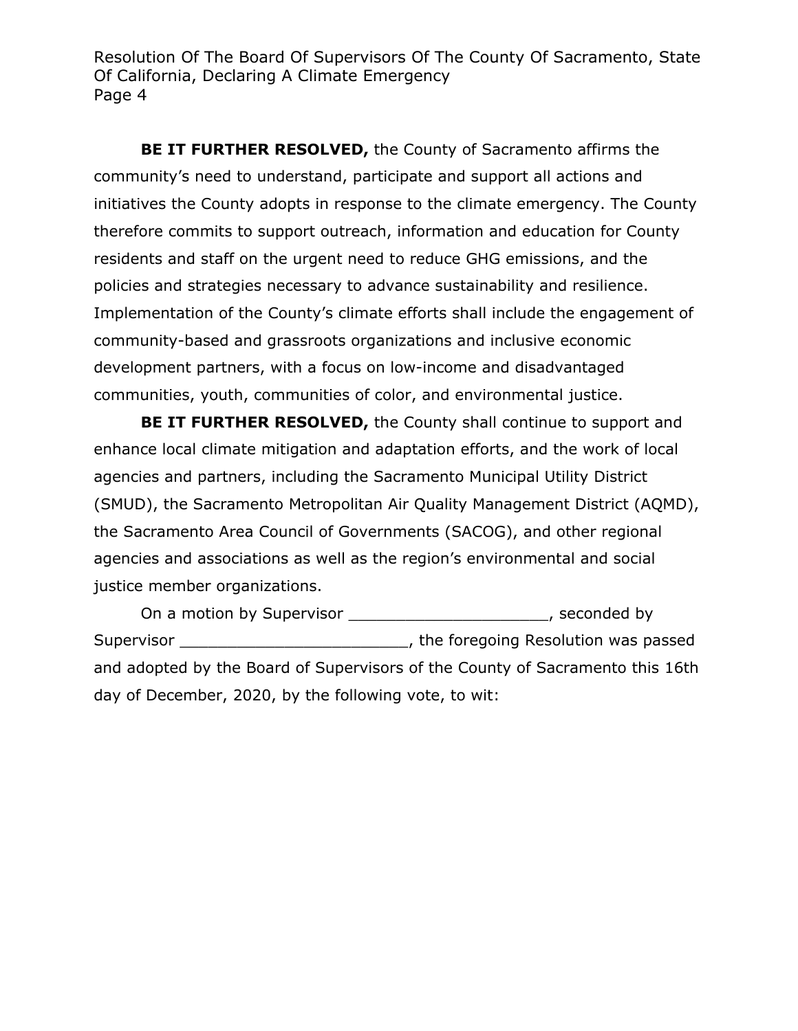**BE IT FURTHER RESOLVED,** the County of Sacramento affirms the community's need to understand, participate and support all actions and initiatives the County adopts in response to the climate emergency. The County therefore commits to support outreach, information and education for County residents and staff on the urgent need to reduce GHG emissions, and the policies and strategies necessary to advance sustainability and resilience. Implementation of the County's climate efforts shall include the engagement of community-based and grassroots organizations and inclusive economic development partners, with a focus on low-income and disadvantaged communities, youth, communities of color, and environmental justice.

**BE IT FURTHER RESOLVED,** the County shall continue to support and enhance local climate mitigation and adaptation efforts, and the work of local agencies and partners, including the Sacramento Municipal Utility District (SMUD), the Sacramento Metropolitan Air Quality Management District (AQMD), the Sacramento Area Council of Governments (SACOG), and other regional agencies and associations as well as the region's environmental and social justice member organizations.

On a motion by Supervisor _____________________, seconded by Supervisor ________________________, the foregoing Resolution was passed and adopted by the Board of Supervisors of the County of Sacramento this 16th day of December, 2020, by the following vote, to wit: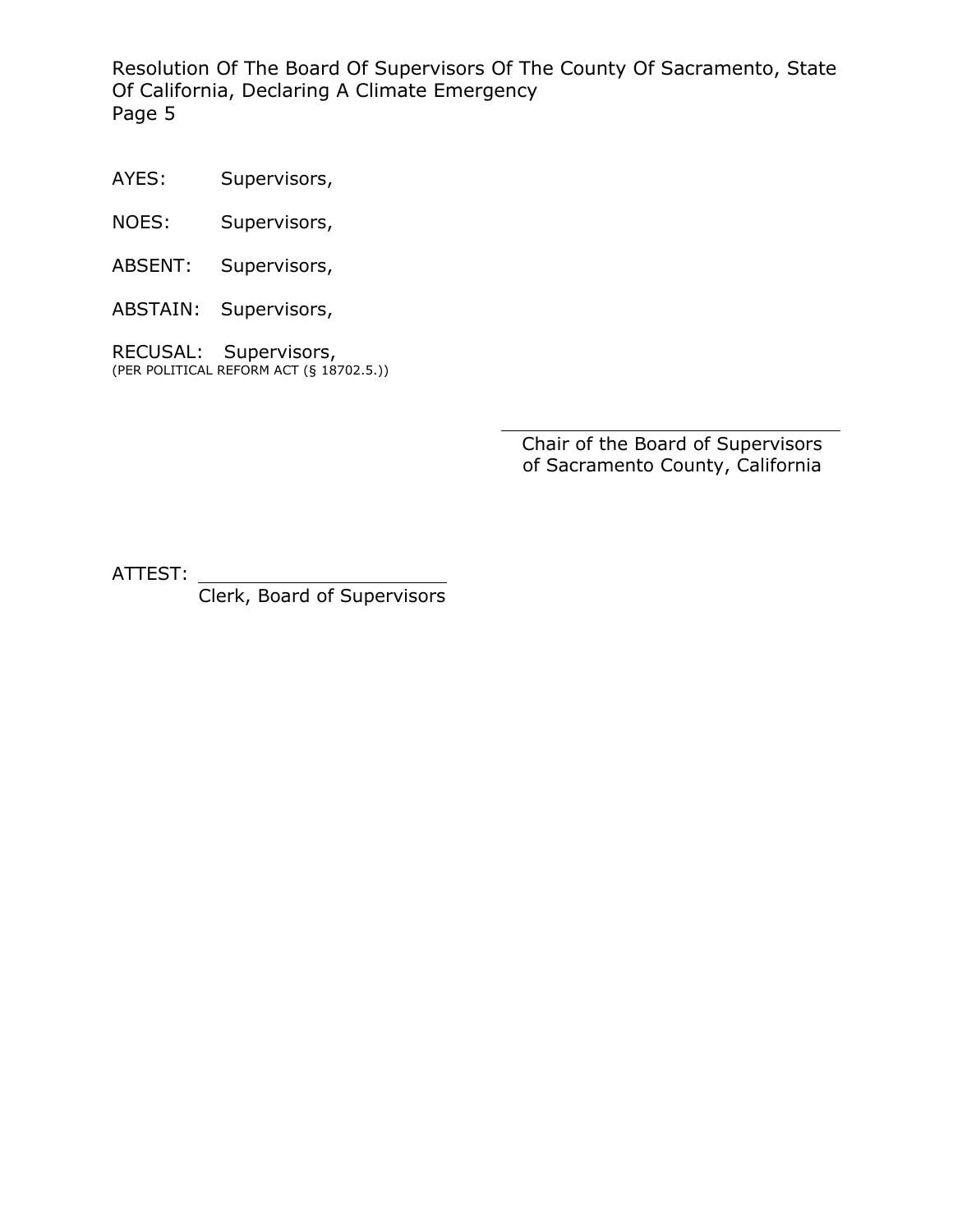AYES: Supervisors,

NOES: Supervisors,

ABSENT: Supervisors,

ABSTAIN: Supervisors,

RECUSAL: Supervisors,
(PER POLITICAL REFORM ACT (§ 18702.5.))

\_\_\_\_\_\_\_\_\_\_\_\_\_\_\_\_\_\_\_\_\_\_\_\_\_\_\_\_
Chair of the Board of Supervisors
of Sacramento County, California

ATTEST: \_\_\_\_\_\_\_\_\_\_\_\_\_\_\_\_\_\_\_\_\_\_\_\_
Clerk, Board of Supervisors